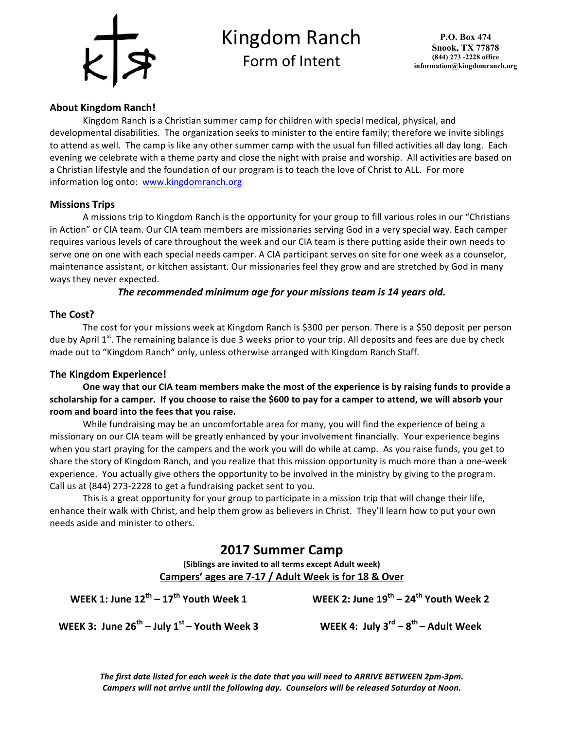# Kingdom Ranch

## Form of Intent

**P.O. Box 474**
**Snook, TX 77878**
**(844) 273 -2228 office**
**information@kingdomranch.org**

### About Kingdom Ranch!

Kingdom Ranch is a Christian summer camp for children with special medical, physical, and developmental disabilities. The organization seeks to minister to the entire family; therefore we invite siblings to attend as well. The camp is like any other summer camp with the usual fun filled activities all day long. Each evening we celebrate with a theme party and close the night with praise and worship. All activities are based on a Christian lifestyle and the foundation of our program is to teach the love of Christ to ALL. For more information log onto: www.kingdomranch.org

### Missions Trips

A missions trip to Kingdom Ranch is the opportunity for your group to fill various roles in our "Christians in Action" or CIA team. Our CIA team members are missionaries serving God in a very special way. Each camper requires various levels of care throughout the week and our CIA team is there putting aside their own needs to serve one on one with each special needs camper. A CIA participant serves on site for one week as a counselor, maintenance assistant, or kitchen assistant. Our missionaries feel they grow and are stretched by God in many ways they never expected.

***The recommended minimum age for your missions team is 14 years old.***

### The Cost?

The cost for your missions week at Kingdom Ranch is $300 per person. There is a $50 deposit per person due by April 1st. The remaining balance is due 3 weeks prior to your trip. All deposits and fees are due by check made out to "Kingdom Ranch" only, unless otherwise arranged with Kingdom Ranch Staff.

### The Kingdom Experience!

**One way that our CIA team members make the most of the experience is by raising funds to provide a scholarship for a camper. If you choose to raise the $600 to pay for a camper to attend, we will absorb your room and board into the fees that you raise.**

While fundraising may be an uncomfortable area for many, you will find the experience of being a missionary on our CIA team will be greatly enhanced by your involvement financially. Your experience begins when you start praying for the campers and the work you will do while at camp. As you raise funds, you get to share the story of Kingdom Ranch, and you realize that this mission opportunity is much more than a one-week experience. You actually give others the opportunity to be involved in the ministry by giving to the program. Call us at (844) 273-2228 to get a fundraising packet sent to you.

This is a great opportunity for your group to participate in a mission trip that will change their life, enhance their walk with Christ, and help them grow as believers in Christ. They'll learn how to put your own needs aside and minister to others.

## 2017 Summer Camp

**(Siblings are invited to all terms except Adult week)**

**Campers' ages are 7-17 / Adult Week is for 18 & Over**

**WEEK 1: June 12th – 17th Youth Week 1**

**WEEK 2: June 19th – 24th Youth Week 2**

**WEEK 3: June 26th – July 1st – Youth Week 3**

**WEEK 4: July 3rd – 8th – Adult Week**

***The first date listed for each week is the date that you will need to ARRIVE BETWEEN 2pm-3pm. Campers will not arrive until the following day. Counselors will be released Saturday at Noon.***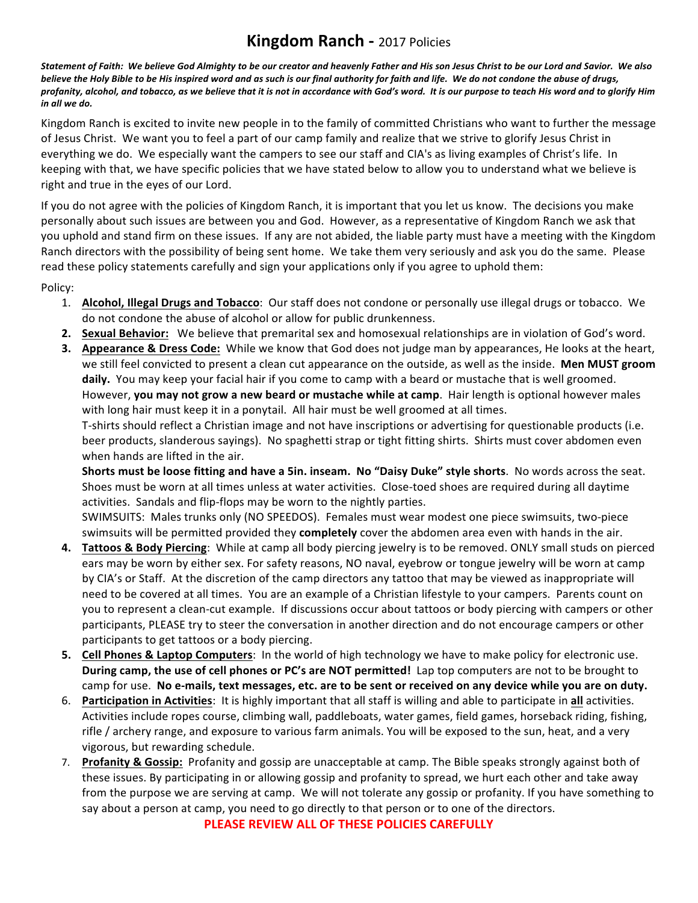# **Kingdom Ranch -** 2017 Policies

***Statement of Faith: We believe God Almighty to be our creator and heavenly Father and His son Jesus Christ to be our Lord and Savior. We also believe the Holy Bible to be His inspired word and as such is our final authority for faith and life. We do not condone the abuse of drugs, profanity, alcohol, and tobacco, as we believe that it is not in accordance with God's word. It is our purpose to teach His word and to glorify Him in all we do.***

Kingdom Ranch is excited to invite new people in to the family of committed Christians who want to further the message of Jesus Christ. We want you to feel a part of our camp family and realize that we strive to glorify Jesus Christ in everything we do. We especially want the campers to see our staff and CIA's as living examples of Christ's life. In keeping with that, we have specific policies that we have stated below to allow you to understand what we believe is right and true in the eyes of our Lord.

If you do not agree with the policies of Kingdom Ranch, it is important that you let us know. The decisions you make personally about such issues are between you and God. However, as a representative of Kingdom Ranch we ask that you uphold and stand firm on these issues. If any are not abided, the liable party must have a meeting with the Kingdom Ranch directors with the possibility of being sent home. We take them very seriously and ask you do the same. Please read these policy statements carefully and sign your applications only if you agree to uphold them:

Policy:

1. **Alcohol, Illegal Drugs and Tobacco**: Our staff does not condone or personally use illegal drugs or tobacco. We do not condone the abuse of alcohol or allow for public drunkenness.
2. **Sexual Behavior:** We believe that premarital sex and homosexual relationships are in violation of God's word.
3. **Appearance & Dress Code:** While we know that God does not judge man by appearances, He looks at the heart, we still feel convicted to present a clean cut appearance on the outside, as well as the inside. **Men MUST groom daily.** You may keep your facial hair if you come to camp with a beard or mustache that is well groomed. However, **you may not grow a new beard or mustache while at camp**. Hair length is optional however males with long hair must keep it in a ponytail. All hair must be well groomed at all times.

   T-shirts should reflect a Christian image and not have inscriptions or advertising for questionable products (i.e. beer products, slanderous sayings). No spaghetti strap or tight fitting shirts. Shirts must cover abdomen even when hands are lifted in the air.

   **Shorts must be loose fitting and have a 5in. inseam. No "Daisy Duke" style shorts**. No words across the seat. Shoes must be worn at all times unless at water activities. Close-toed shoes are required during all daytime activities. Sandals and flip-flops may be worn to the nightly parties.

   SWIMSUITS: Males trunks only (NO SPEEDOS). Females must wear modest one piece swimsuits, two-piece swimsuits will be permitted provided they **completely** cover the abdomen area even with hands in the air.
4. **Tattoos & Body Piercing**: While at camp all body piercing jewelry is to be removed. ONLY small studs on pierced ears may be worn by either sex. For safety reasons, NO naval, eyebrow or tongue jewelry will be worn at camp by CIA's or Staff. At the discretion of the camp directors any tattoo that may be viewed as inappropriate will need to be covered at all times. You are an example of a Christian lifestyle to your campers. Parents count on you to represent a clean-cut example. If discussions occur about tattoos or body piercing with campers or other participants, PLEASE try to steer the conversation in another direction and do not encourage campers or other participants to get tattoos or a body piercing.
5. **Cell Phones & Laptop Computers**: In the world of high technology we have to make policy for electronic use. **During camp, the use of cell phones or PC's are NOT permitted!** Lap top computers are not to be brought to camp for use. **No e-mails, text messages, etc. are to be sent or received on any device while you are on duty.**
6. **Participation in Activities**: It is highly important that all staff is willing and able to participate in **all** activities. Activities include ropes course, climbing wall, paddleboats, water games, field games, horseback riding, fishing, rifle / archery range, and exposure to various farm animals. You will be exposed to the sun, heat, and a very vigorous, but rewarding schedule.
7. **Profanity & Gossip:** Profanity and gossip are unacceptable at camp. The Bible speaks strongly against both of these issues. By participating in or allowing gossip and profanity to spread, we hurt each other and take away from the purpose we are serving at camp. We will not tolerate any gossip or profanity. If you have something to say about a person at camp, you need to go directly to that person or to one of the directors.

**PLEASE REVIEW ALL OF THESE POLICIES CAREFULLY**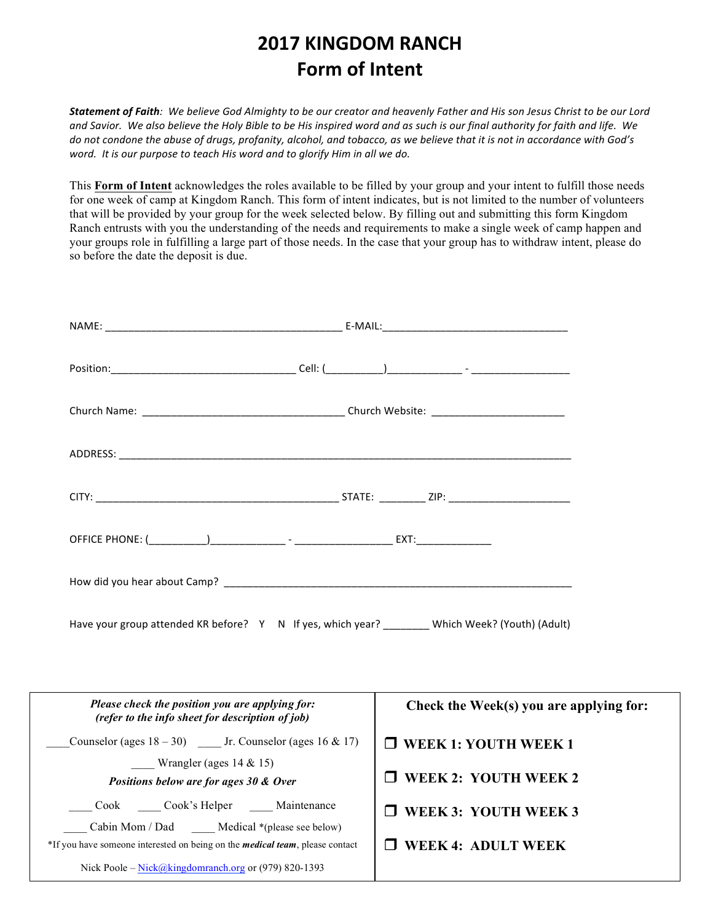# 2017 KINGDOM RANCH
## Form of Intent

***Statement of Faith**: We believe God Almighty to be our creator and heavenly Father and His son Jesus Christ to be our Lord and Savior. We also believe the Holy Bible to be His inspired word and as such is our final authority for faith and life. We do not condone the abuse of drugs, profanity, alcohol, and tobacco, as we believe that it is not in accordance with God's word. It is our purpose to teach His word and to glorify Him in all we do.*

This **Form of Intent** acknowledges the roles available to be filled by your group and your intent to fulfill those needs for one week of camp at Kingdom Ranch. This form of intent indicates, but is not limited to the number of volunteers that will be provided by your group for the week selected below. By filling out and submitting this form Kingdom Ranch entrusts with you the understanding of the needs and requirements to make a single week of camp happen and your groups role in fulfilling a large part of those needs. In the case that your group has to withdraw intent, please do so before the date the deposit is due.

NAME: ________________________________________ E-MAIL:_______________________________

Position:_______________________________ Cell: (__________)_____________ - _________________

Church Name: __________________________________ Church Website: ______________________

ADDRESS: _____________________________________________________________________________

CITY: ________________________________________ STATE: ________ ZIP: ____________________

OFFICE PHONE: (__________)_____________ - _________________ EXT:_____________

How did you hear about Camp? ___________________________________________________________

Have your group attended KR before? Y N If yes, which year? ________ Which Week? (Youth) (Adult)

| ***Please check the position you are applying for:*** ***(refer to the info sheet for description of job)*** | **Check the Week(s) you are applying for:** |
|---|---|
| ____Counselor (ages 18 – 30) ____ Jr. Counselor (ages 16 & 17) | ❒ **WEEK 1: YOUTH WEEK 1** |
| ____ Wrangler (ages 14 & 15) | ❒ **WEEK 2: YOUTH WEEK 2** |
| ***Positions below are for ages 30 & Over*** | |
| ____ Cook ____ Cook's Helper ____ Maintenance | ❒ **WEEK 3: YOUTH WEEK 3** |
| ____ Cabin Mom / Dad ____ Medical *(please see below) | ❒ **WEEK 4: ADULT WEEK** |
| *If you have someone interested on being on the ***medical team***, please contact Nick Poole – Nick@kingdomranch.org or (979) 820-1393 | |